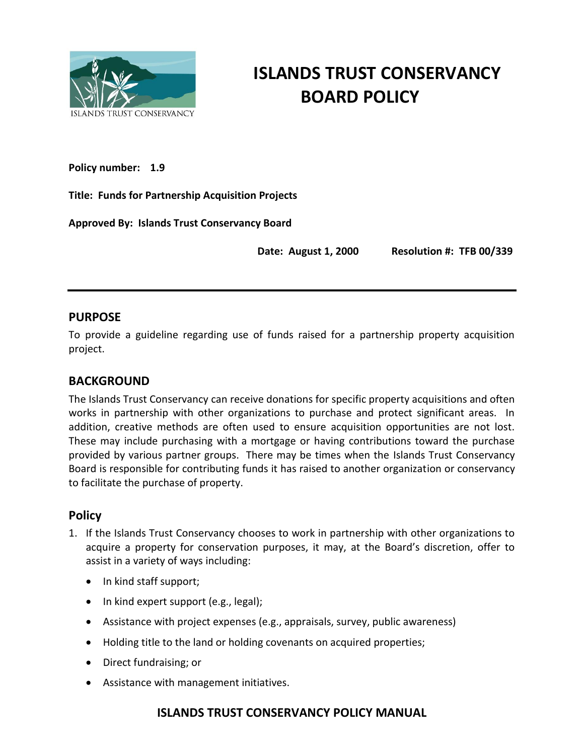# ISLANDS TRUST CONSERVANCY BOARD POLICY

**Policy number:** **1.9**

**Title: Funds for Partnership Acquisition Projects**

**Approved By: Islands Trust Conservancy Board**

**Date: August 1, 2000** **Resolution #: TFB 00/339**

---

## PURPOSE

To provide a guideline regarding use of funds raised for a partnership property acquisition project.

## BACKGROUND

The Islands Trust Conservancy can receive donations for specific property acquisitions and often works in partnership with other organizations to purchase and protect significant areas. In addition, creative methods are often used to ensure acquisition opportunities are not lost. These may include purchasing with a mortgage or having contributions toward the purchase provided by various partner groups. There may be times when the Islands Trust Conservancy Board is responsible for contributing funds it has raised to another organization or conservancy to facilitate the purchase of property.

## Policy

1. If the Islands Trust Conservancy chooses to work in partnership with other organizations to acquire a property for conservation purposes, it may, at the Board's discretion, offer to assist in a variety of ways including:

   - In kind staff support;
   - In kind expert support (e.g., legal);
   - Assistance with project expenses (e.g., appraisals, survey, public awareness)
   - Holding title to the land or holding covenants on acquired properties;
   - Direct fundraising; or
   - Assistance with management initiatives.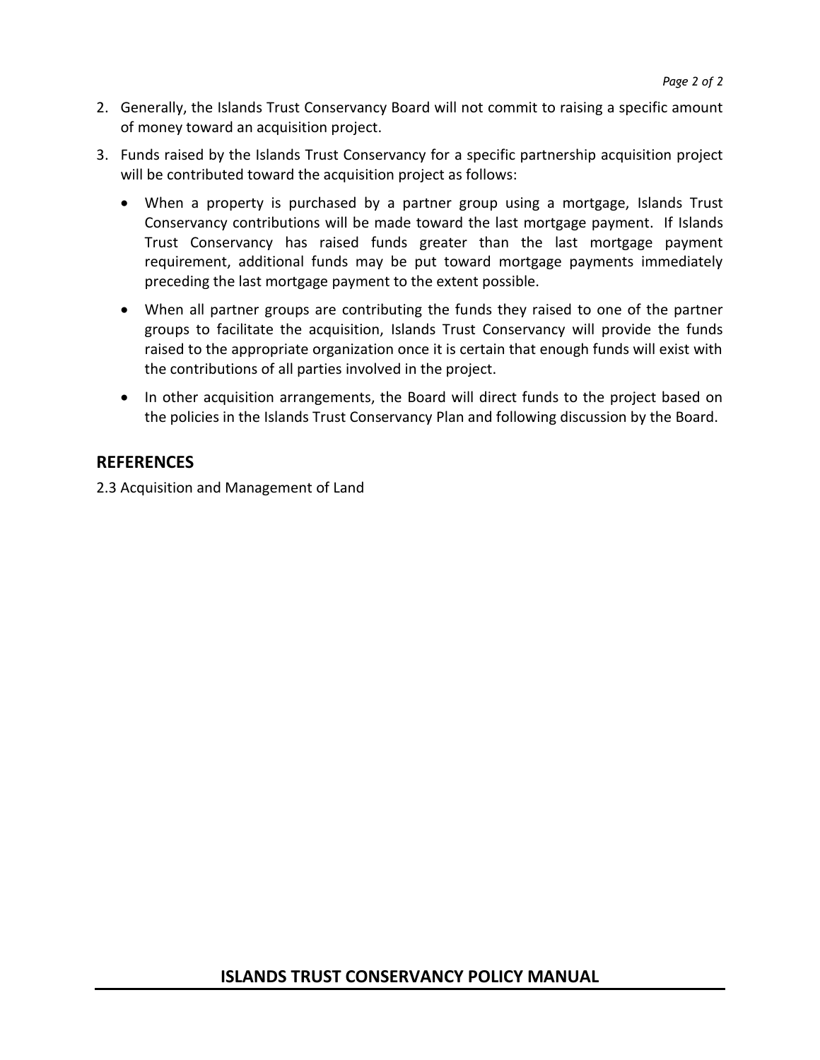2. Generally, the Islands Trust Conservancy Board will not commit to raising a specific amount of money toward an acquisition project.
3. Funds raised by the Islands Trust Conservancy for a specific partnership acquisition project will be contributed toward the acquisition project as follows:
   - When a property is purchased by a partner group using a mortgage, Islands Trust Conservancy contributions will be made toward the last mortgage payment. If Islands Trust Conservancy has raised funds greater than the last mortgage payment requirement, additional funds may be put toward mortgage payments immediately preceding the last mortgage payment to the extent possible.
   - When all partner groups are contributing the funds they raised to one of the partner groups to facilitate the acquisition, Islands Trust Conservancy will provide the funds raised to the appropriate organization once it is certain that enough funds will exist with the contributions of all parties involved in the project.
   - In other acquisition arrangements, the Board will direct funds to the project based on the policies in the Islands Trust Conservancy Plan and following discussion by the Board.

## REFERENCES

2.3 Acquisition and Management of Land